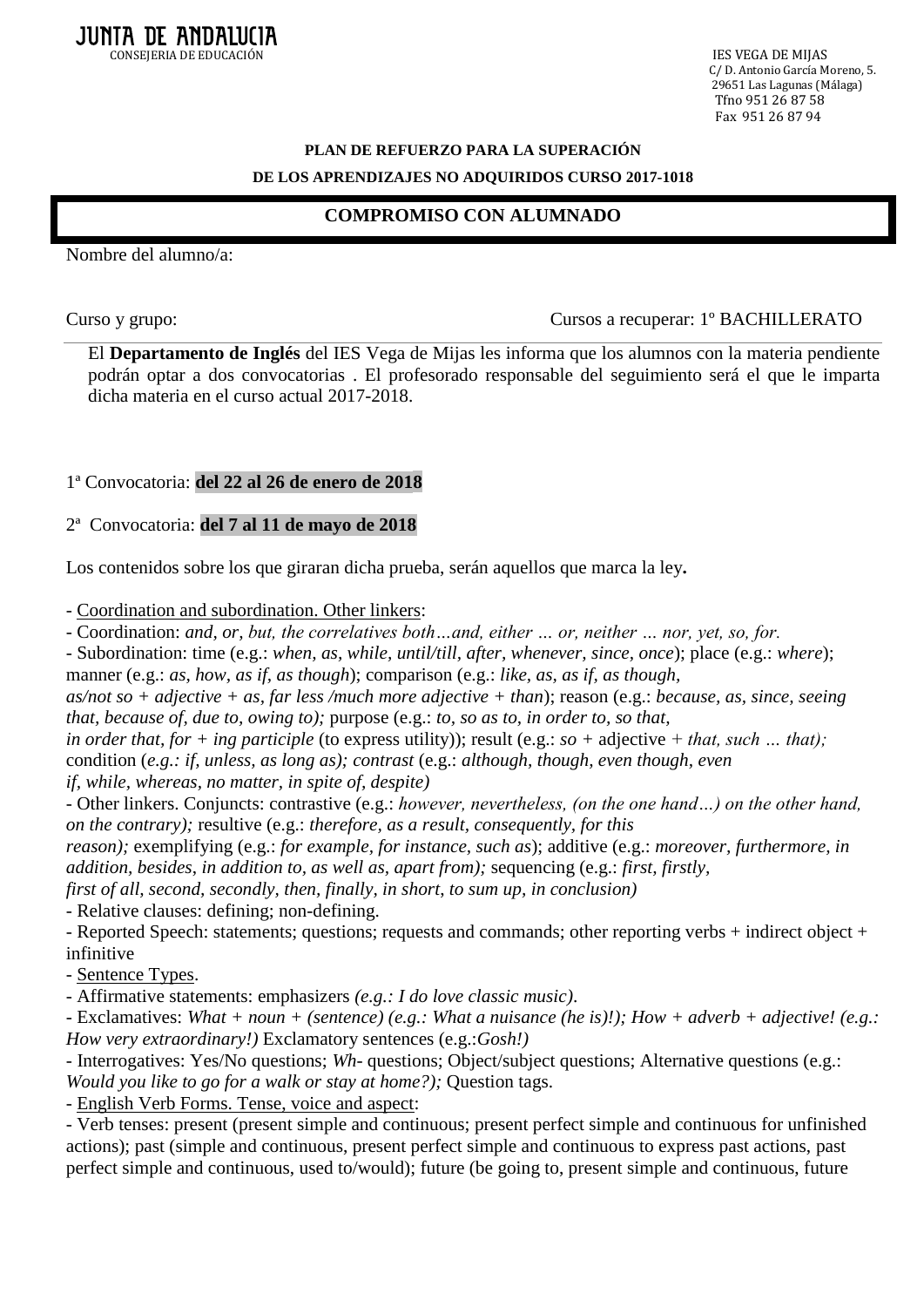**JUNTA DE ANDALUCIA**
CONSEJERIA DE EDUCACIÓN

IES VEGA DE MIJAS
C/ D. Antonio García Moreno, 5.
29651 Las Lagunas (Málaga)
Tfno 951 26 87 58
Fax 951 26 87 94

**PLAN DE REFUERZO PARA LA SUPERACIÓN**

**DE LOS APRENDIZAJES NO ADQUIRIDOS CURSO 2017-1018**

## COMPROMISO CON ALUMNADO

Nombre del alumno/a:

Curso y grupo: Cursos a recuperar: 1º BACHILLERATO

El **Departamento de Inglés** del IES Vega de Mijas les informa que los alumnos con la materia pendiente podrán optar a dos convocatorias . El profesorado responsable del seguimiento será el que le imparta dicha materia en el curso actual 2017-2018.

1ª Convocatoria: **del 22 al 26 de enero de 2018**

2ª Convocatoria: **del 7 al 11 de mayo de 2018**

Los contenidos sobre los que giraran dicha prueba, serán aquellos que marca la ley**.**

- Coordination and subordination. Other linkers:
- Coordination: *and*, *or*, *but, the correlatives both…and, either … or, neither … nor, yet, so, for.*
- Subordination: time (e.g.: *when*, *as*, *while, until/till, after*, *whenever*, *since*, *once*); place (e.g.: *where*); manner (e.g.: *as, how, as if, as though*); comparison (e.g.: *like*, *as*, *as if*, *as though*, *as/not so + adjective + as*, *far less /much more adjective + than*); reason (e.g.: *because*, *as*, *since*, *seeing that*, *because of*, *due to*, *owing to);* purpose (e.g.: *to*, *so as to*, *in order to*, *so that*, *in order that*, *for + ing participle* (to express utility)); result (e.g.: *so* + adjective + *that, such … that);* condition (*e.g.: if, unless, as long as); contrast* (e.g.: *although, though, even though, even if, while, whereas, no matter, in spite of, despite)*
- Other linkers. Conjuncts: contrastive (e.g.: *however, nevertheless, (on the one hand…) on the other hand, on the contrary);* resultive (e.g.: *therefore, as a result, consequently, for this reason);* exemplifying (e.g.: *for example, for instance, such as*); additive (e.g.: *moreover, furthermore, in addition, besides, in addition to, as well as, apart from);* sequencing (e.g.: *first, firstly, first of all, second, secondly, then, finally, in short, to sum up, in conclusion)*
- Relative clauses: defining; non-defining.
- Reported Speech: statements; questions; requests and commands; other reporting verbs + indirect object + infinitive
- Sentence Types.
- Affirmative statements: emphasizers *(e.g.: I do love classic music)*.
- Exclamatives: *What + noun + (sentence) (e.g.: What a nuisance (he is)!); How + adverb + adjective! (e.g.: How very extraordinary!)* Exclamatory sentences (e.g.:*Gosh!)*
- Interrogatives: Yes/No questions; *Wh-* questions; Object/subject questions; Alternative questions (e.g.: *Would you like to go for a walk or stay at home?);* Question tags.
- English Verb Forms. Tense, voice and aspect:
- Verb tenses: present (present simple and continuous; present perfect simple and continuous for unfinished actions); past (simple and continuous, present perfect simple and continuous to express past actions, past perfect simple and continuous, used to/would); future (be going to, present simple and continuous, future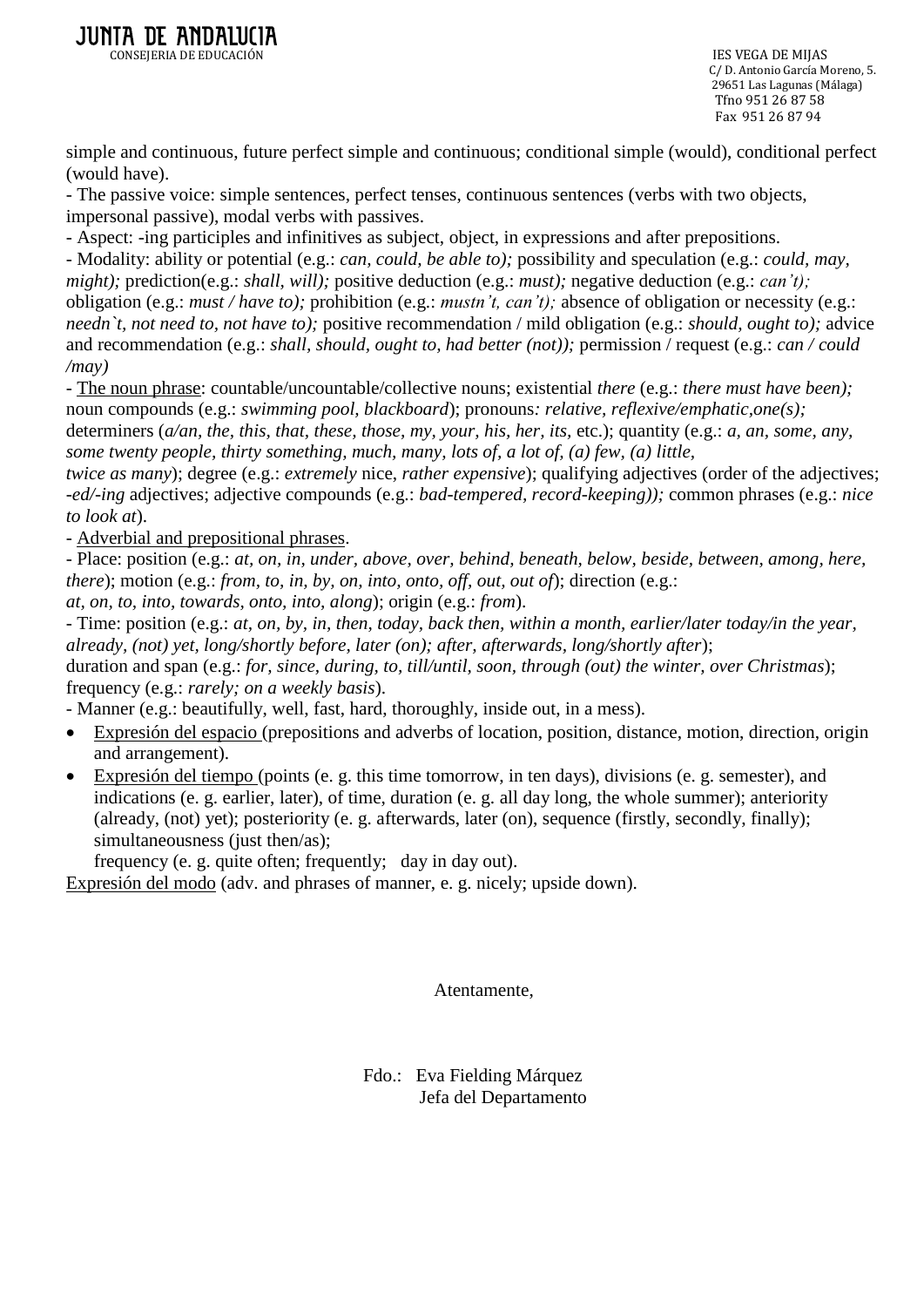simple and continuous, future perfect simple and continuous; conditional simple (would), conditional perfect (would have).

- The passive voice: simple sentences, perfect tenses, continuous sentences (verbs with two objects, impersonal passive), modal verbs with passives.
- Aspect: -ing participles and infinitives as subject, object, in expressions and after prepositions.
- Modality: ability or potential (e.g.: *can, could, be able to);* possibility and speculation (e.g.: *could, may, might);* prediction(e.g.: *shall, will);* positive deduction (e.g.: *must);* negative deduction (e.g.: *can't);* obligation (e.g.: *must / have to);* prohibition (e.g.: *mustn't, can't);* absence of obligation or necessity (e.g.: *needn`t, not need to, not have to);* positive recommendation / mild obligation (e.g.: *should, ought to);* advice and recommendation (e.g.: *shall, should, ought to, had better (not));* permission / request (e.g.: *can / could /may)*
- <u>The noun phrase</u>: countable/uncountable/collective nouns; existential *there* (e.g.: *there must have been);* noun compounds (e.g.: *swimming pool, blackboard*); pronouns*: relative, reflexive/emphatic,one(s);* determiners (*a/an, the, this, that, these, those, my, your, his, her, its,* etc.); quantity (e.g.: *a, an, some, any, some twenty people, thirty something, much, many, lots of, a lot of, (a) few, (a) little, twice as many*); degree (e.g.: *extremely* nice, *rather expensive*); qualifying adjectives (order of the adjectives; *-ed/-ing* adjectives; adjective compounds (e.g.: *bad-tempered, record-keeping));* common phrases (e.g.: *nice to look at*).
- <u>Adverbial and prepositional phrases</u>.
- Place: position (e.g.: *at, on, in, under, above, over, behind, beneath, below, beside, between, among, here, there*); motion (e.g.: *from, to, in, by, on, into, onto, off, out, out of*); direction (e.g.: *at, on, to, into, towards, onto, into, along*); origin (e.g.: *from*).
- Time: position (e.g.: *at, on, by, in, then, today, back then, within a month, earlier/later today/in the year, already, (not) yet, long/shortly before, later (on); after, afterwards, long/shortly after*); duration and span (e.g.: *for, since, during, to, till/until, soon, through (out) the winter, over Christmas*); frequency (e.g.: *rarely; on a weekly basis*).
- Manner (e.g.: beautifully, well, fast, hard, thoroughly, inside out, in a mess).

- <u>Expresión del espacio</u> (prepositions and adverbs of location, position, distance, motion, direction, origin and arrangement).
- <u>Expresión del tiempo</u> (points (e. g. this time tomorrow, in ten days), divisions (e. g. semester), and indications (e. g. earlier, later), of time, duration (e. g. all day long, the whole summer); anteriority (already, (not) yet); posteriority (e. g. afterwards, later (on), sequence (firstly, secondly, finally); simultaneousness (just then/as);
  frequency (e. g. quite often; frequently; day in day out).

<u>Expresión del modo</u> (adv. and phrases of manner, e. g. nicely; upside down).

Atentamente,

Fdo.: Eva Fielding Márquez
Jefa del Departamento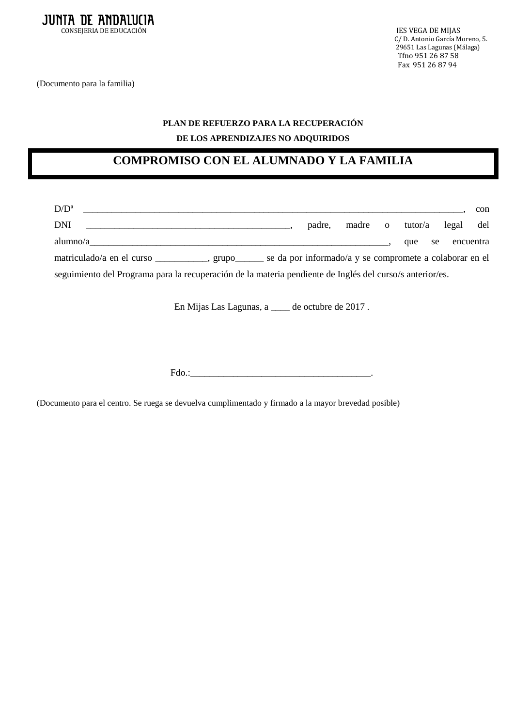JUNTA DE ANDALUCIA
CONSEJERIA DE EDUCACIÓN

IES VEGA DE MIJAS
C/ D. Antonio García Moreno, 5.
29651 Las Lagunas (Málaga)
Tfno 951 26 87 58
Fax 951 26 87 94

(Documento para la familia)

**PLAN DE REFUERZO PARA LA RECUPERACIÓN**

**DE LOS APRENDIZAJES NO ADQUIRIDOS**

## COMPROMISO CON EL ALUMNADO Y LA FAMILIA

D/Dª ______________________________________________________________________________, con DNI ___________________________________________, padre, madre o tutor/a legal del alumno/a__________________________________________________________________, que se encuentra matriculado/a en el curso ___________, grupo______ se da por informado/a y se compromete a colaborar en el seguimiento del Programa para la recuperación de la materia pendiente de Inglés del curso/s anterior/es.

En Mijas Las Lagunas, a ____ de octubre de 2017 .

Fdo.:______________________________________.

(Documento para el centro. Se ruega se devuelva cumplimentado y firmado a la mayor brevedad posible)